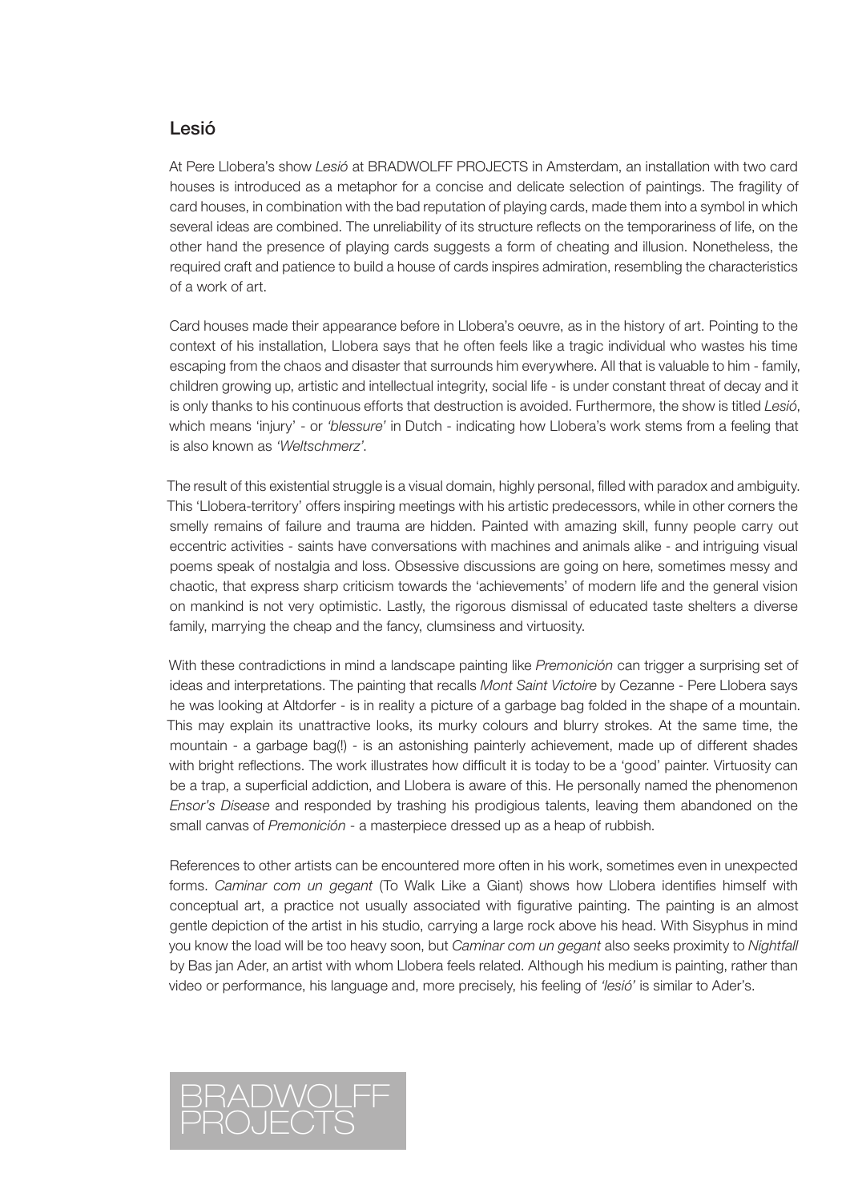## Lesió

At Pere Llobera's show *Lesió* at BRADWOLFF PROJECTS in Amsterdam, an installation with two card houses is introduced as a metaphor for a concise and delicate selection of paintings. The fragility of card houses, in combination with the bad reputation of playing cards, made them into a symbol in which several ideas are combined. The unreliability of its structure reflects on the temporariness of life, on the other hand the presence of playing cards suggests a form of cheating and illusion. Nonetheless, the required craft and patience to build a house of cards inspires admiration, resembling the characteristics of a work of art.

Card houses made their appearance before in Llobera's oeuvre, as in the history of art. Pointing to the context of his installation, Llobera says that he often feels like a tragic individual who wastes his time escaping from the chaos and disaster that surrounds him everywhere. All that is valuable to him - family, children growing up, artistic and intellectual integrity, social life - is under constant threat of decay and it is only thanks to his continuous efforts that destruction is avoided. Furthermore, the show is titled *Lesió*, which means 'injury' - or *'blessure'* in Dutch - indicating how Llobera's work stems from a feeling that is also known as *'Weltschmerz'*.

The result of this existential struggle is a visual domain, highly personal, filled with paradox and ambiguity. This 'Llobera-territory' offers inspiring meetings with his artistic predecessors, while in other corners the smelly remains of failure and trauma are hidden. Painted with amazing skill, funny people carry out eccentric activities - saints have conversations with machines and animals alike - and intriguing visual poems speak of nostalgia and loss. Obsessive discussions are going on here, sometimes messy and chaotic, that express sharp criticism towards the 'achievements' of modern life and the general vision on mankind is not very optimistic. Lastly, the rigorous dismissal of educated taste shelters a diverse family, marrying the cheap and the fancy, clumsiness and virtuosity.

With these contradictions in mind a landscape painting like *Premonición* can trigger a surprising set of ideas and interpretations. The painting that recalls *Mont Saint Victoire* by Cezanne - Pere Llobera says he was looking at Altdorfer - is in reality a picture of a garbage bag folded in the shape of a mountain. This may explain its unattractive looks, its murky colours and blurry strokes. At the same time, the mountain - a garbage bag(!) - is an astonishing painterly achievement, made up of different shades with bright reflections. The work illustrates how difficult it is today to be a 'good' painter. Virtuosity can be a trap, a superficial addiction, and Llobera is aware of this. He personally named the phenomenon *Ensor's Disease* and responded by trashing his prodigious talents, leaving them abandoned on the small canvas of *Premonición* - a masterpiece dressed up as a heap of rubbish.

References to other artists can be encountered more often in his work, sometimes even in unexpected forms. *Caminar com un gegant* (To Walk Like a Giant) shows how Llobera identifies himself with conceptual art, a practice not usually associated with figurative painting. The painting is an almost gentle depiction of the artist in his studio, carrying a large rock above his head. With Sisyphus in mind you know the load will be too heavy soon, but *Caminar com un gegant* also seeks proximity to *Nightfall* by Bas jan Ader, an artist with whom Llobera feels related. Although his medium is painting, rather than video or performance, his language and, more precisely, his feeling of *'lesió'* is similar to Ader's.

BRADWOLFF PROJECTS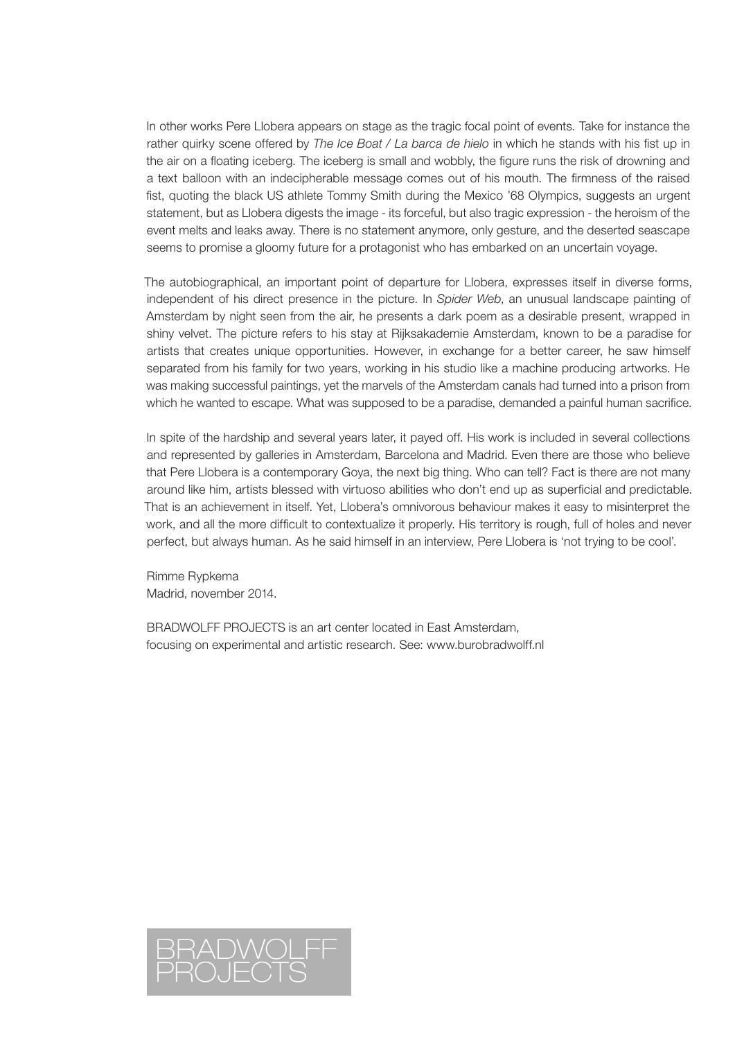In other works Pere Llobera appears on stage as the tragic focal point of events. Take for instance the rather quirky scene offered by *The Ice Boat / La barca de hielo* in which he stands with his fist up in the air on a floating iceberg. The iceberg is small and wobbly, the figure runs the risk of drowning and a text balloon with an indecipherable message comes out of his mouth. The firmness of the raised fist, quoting the black US athlete Tommy Smith during the Mexico '68 Olympics, suggests an urgent statement, but as Llobera digests the image - its forceful, but also tragic expression - the heroism of the event melts and leaks away. There is no statement anymore, only gesture, and the deserted seascape seems to promise a gloomy future for a protagonist who has embarked on an uncertain voyage.

The autobiographical, an important point of departure for Llobera, expresses itself in diverse forms, independent of his direct presence in the picture. In *Spider Web*, an unusual landscape painting of Amsterdam by night seen from the air, he presents a dark poem as a desirable present, wrapped in shiny velvet. The picture refers to his stay at Rijksakademie Amsterdam, known to be a paradise for artists that creates unique opportunities. However, in exchange for a better career, he saw himself separated from his family for two years, working in his studio like a machine producing artworks. He was making successful paintings, yet the marvels of the Amsterdam canals had turned into a prison from which he wanted to escape. What was supposed to be a paradise, demanded a painful human sacrifice.

In spite of the hardship and several years later, it payed off. His work is included in several collections and represented by galleries in Amsterdam, Barcelona and Madrid. Even there are those who believe that Pere Llobera is a contemporary Goya, the next big thing. Who can tell? Fact is there are not many around like him, artists blessed with virtuoso abilities who don't end up as superficial and predictable. That is an achievement in itself. Yet, Llobera's omnivorous behaviour makes it easy to misinterpret the work, and all the more difficult to contextualize it properly. His territory is rough, full of holes and never perfect, but always human. As he said himself in an interview, Pere Llobera is 'not trying to be cool'.

Rimme Rypkema
Madrid, november 2014.

BRADWOLFF PROJECTS is an art center located in East Amsterdam,
focusing on experimental and artistic research. See: www.burobradwolff.nl

BRADWOLFF
PROJECTS